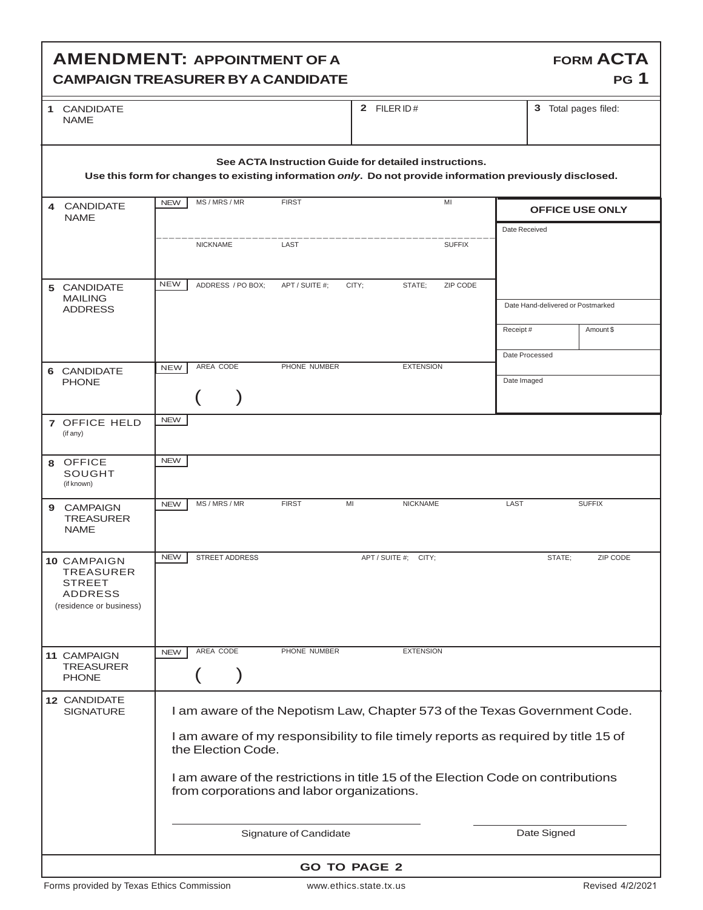# AMENDMENT: APPOINTMENT OF A CAMPAIGN TREASURER BY A CANDIDATE

**FORM ACTA**
**PG 1**

| 1 CANDIDATE NAME | 2 FILER ID # | 3 Total pages filed: |
|---|---|---|
| | | |

**See ACTA Instruction Guide for detailed instructions.**
**Use this form for changes to existing information *only*. Do not provide information previously disclosed.**

| | | |
|---|---|---|
| **4** CANDIDATE NAME | NEW — MS / MRS / MR, FIRST, MI; NICKNAME, LAST, SUFFIX | **OFFICE USE ONLY** — Date Received |
| **5** CANDIDATE MAILING ADDRESS | NEW — ADDRESS / PO BOX; APT / SUITE #; CITY; STATE; ZIP CODE | Date Hand-delivered or Postmarked; Receipt #; Amount $; Date Processed |
| **6** CANDIDATE PHONE | NEW — AREA CODE, PHONE NUMBER, EXTENSION ( ) | Date Imaged |
| **7** OFFICE HELD (if any) | NEW | |
| **8** OFFICE SOUGHT (if known) | NEW | |
| **9** CAMPAIGN TREASURER NAME | NEW — MS / MRS / MR, FIRST, MI, NICKNAME, LAST, SUFFIX | |
| **10** CAMPAIGN TREASURER STREET ADDRESS (residence or business) | NEW — STREET ADDRESS, APT / SUITE #; CITY; STATE; ZIP CODE | |
| **11** CAMPAIGN TREASURER PHONE | NEW — AREA CODE, PHONE NUMBER, EXTENSION ( ) | |

**12** CANDIDATE SIGNATURE

I am aware of the Nepotism Law, Chapter 573 of the Texas Government Code.

I am aware of my responsibility to file timely reports as required by title 15 of the Election Code.

I am aware of the restrictions in title 15 of the Election Code on contributions from corporations and labor organizations.

Signature of Candidate ____________________ Date Signed ____________________

**GO TO PAGE 2**

Forms provided by Texas Ethics Commission www.ethics.state.tx.us Revised 4/2/2021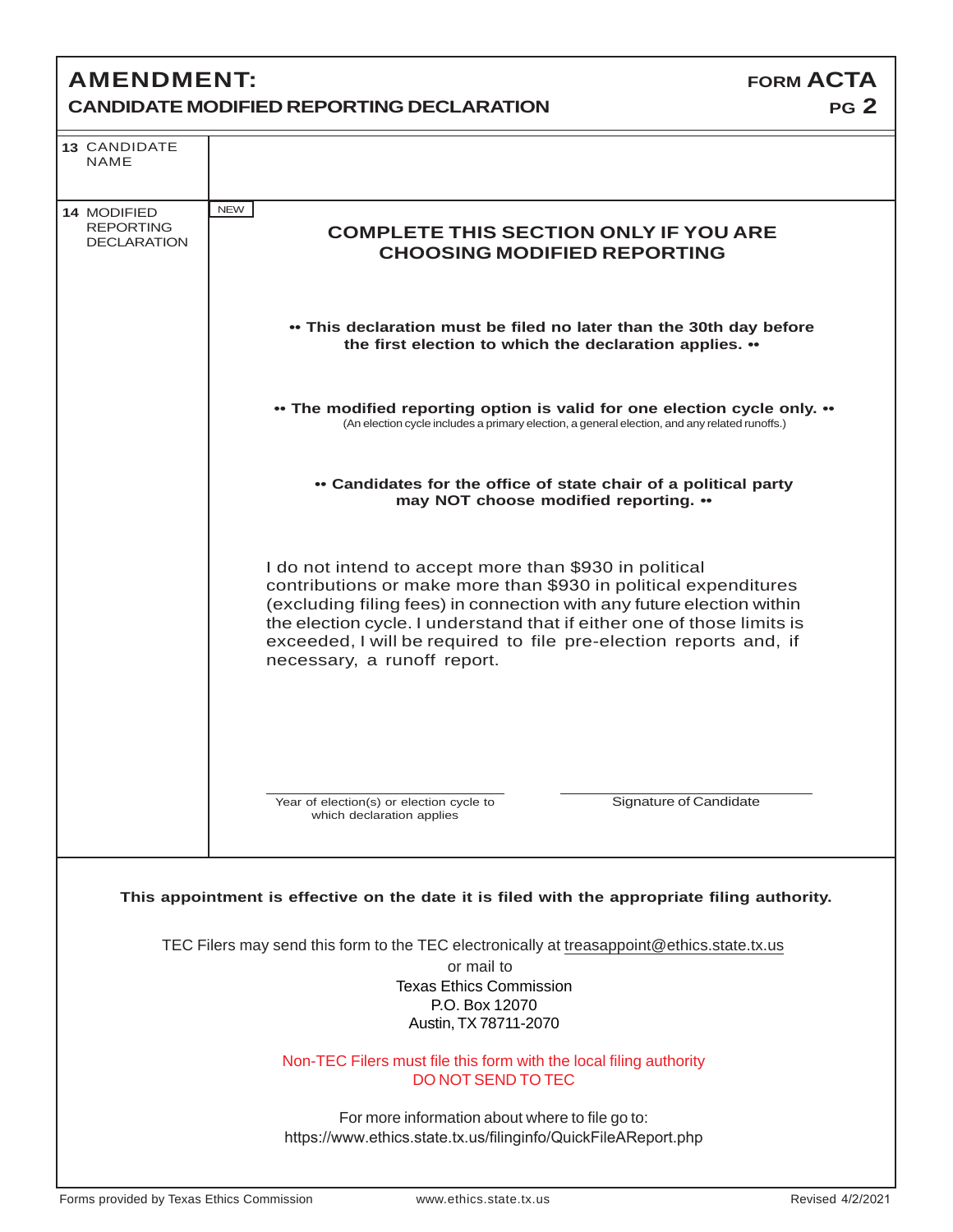# AMENDMENT:

## CANDIDATE MODIFIED REPORTING DECLARATION

**FORM ACTA**

**PG 2**

**13** CANDIDATE NAME

**14** MODIFIED REPORTING DECLARATION

NEW

### COMPLETE THIS SECTION ONLY IF YOU ARE CHOOSING MODIFIED REPORTING

**•• This declaration must be filed no later than the 30th day before the first election to which the declaration applies. ••**

**•• The modified reporting option is valid for one election cycle only. ••**
(An election cycle includes a primary election, a general election, and any related runoffs.)

**•• Candidates for the office of state chair of a political party may NOT choose modified reporting. ••**

I do not intend to accept more than $930 in political contributions or make more than $930 in political expenditures (excluding filing fees) in connection with any future election within the election cycle. I understand that if either one of those limits is exceeded, I will be required to file pre-election reports and, if necessary, a runoff report.

Year of election(s) or election cycle to which declaration applies

Signature of Candidate

**This appointment is effective on the date it is filed with the appropriate filing authority.**

TEC Filers may send this form to the TEC electronically at treasappoint@ethics.state.tx.us
or mail to
Texas Ethics Commission
P.O. Box 12070
Austin, TX 78711-2070

Non-TEC Filers must file this form with the local filing authority
DO NOT SEND TO TEC

For more information about where to file go to:
https://www.ethics.state.tx.us/filinginfo/QuickFileAReport.php

Forms provided by Texas Ethics Commission www.ethics.state.tx.us Revised 4/2/2021